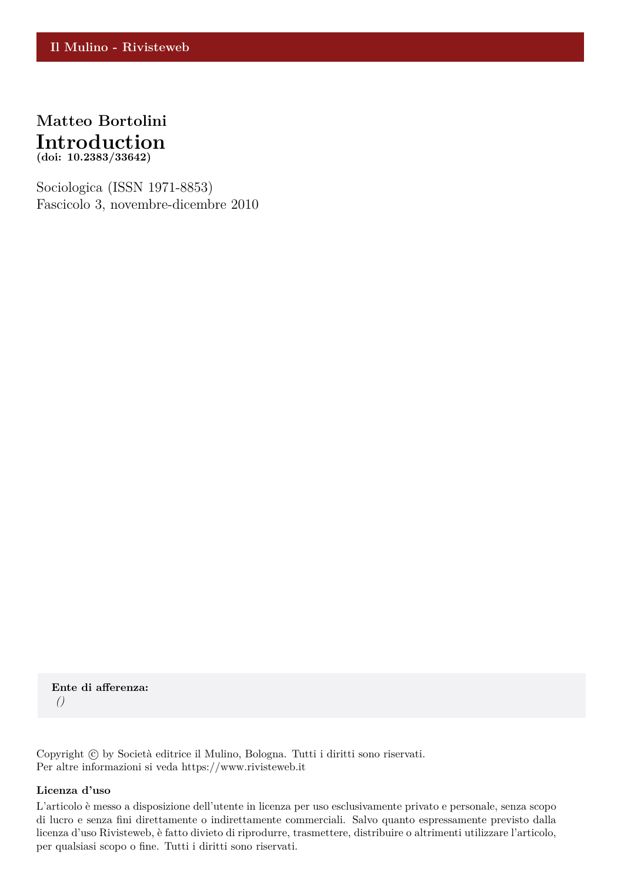Il Mulino - Rivisteweb

**Matteo Bortolini**

# Introduction

**(doi: 10.2383/33642)**

Sociologica (ISSN 1971-8853)
Fascicolo 3, novembre-dicembre 2010

**Ente di afferenza:**
*()*

Copyright © by Società editrice il Mulino, Bologna. Tutti i diritti sono riservati.
Per altre informazioni si veda https://www.rivisteweb.it

**Licenza d'uso**

L'articolo è messo a disposizione dell'utente in licenza per uso esclusivamente privato e personale, senza scopo di lucro e senza fini direttamente o indirettamente commerciali. Salvo quanto espressamente previsto dalla licenza d'uso Rivisteweb, è fatto divieto di riprodurre, trasmettere, distribuire o altrimenti utilizzare l'articolo, per qualsiasi scopo o fine. Tutti i diritti sono riservati.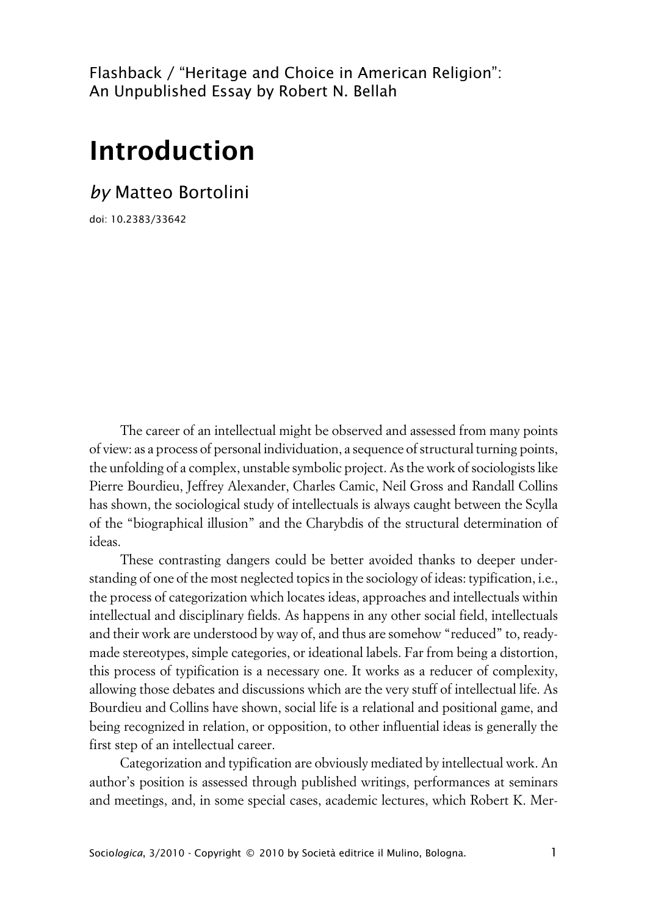Flashback / "Heritage and Choice in American Religion": An Unpublished Essay by Robert N. Bellah

# Introduction

*by* Matteo Bortolini

doi: 10.2383/33642

The career of an intellectual might be observed and assessed from many points of view: as a process of personal individuation, a sequence of structural turning points, the unfolding of a complex, unstable symbolic project. As the work of sociologists like Pierre Bourdieu, Jeffrey Alexander, Charles Camic, Neil Gross and Randall Collins has shown, the sociological study of intellectuals is always caught between the Scylla of the "biographical illusion" and the Charybdis of the structural determination of ideas.

These contrasting dangers could be better avoided thanks to deeper understanding of one of the most neglected topics in the sociology of ideas: typification, i.e., the process of categorization which locates ideas, approaches and intellectuals within intellectual and disciplinary fields. As happens in any other social field, intellectuals and their work are understood by way of, and thus are somehow "reduced" to, ready-made stereotypes, simple categories, or ideational labels. Far from being a distortion, this process of typification is a necessary one. It works as a reducer of complexity, allowing those debates and discussions which are the very stuff of intellectual life. As Bourdieu and Collins have shown, social life is a relational and positional game, and being recognized in relation, or opposition, to other influential ideas is generally the first step of an intellectual career.

Categorization and typification are obviously mediated by intellectual work. An author's position is assessed through published writings, performances at seminars and meetings, and, in some special cases, academic lectures, which Robert K. Mer-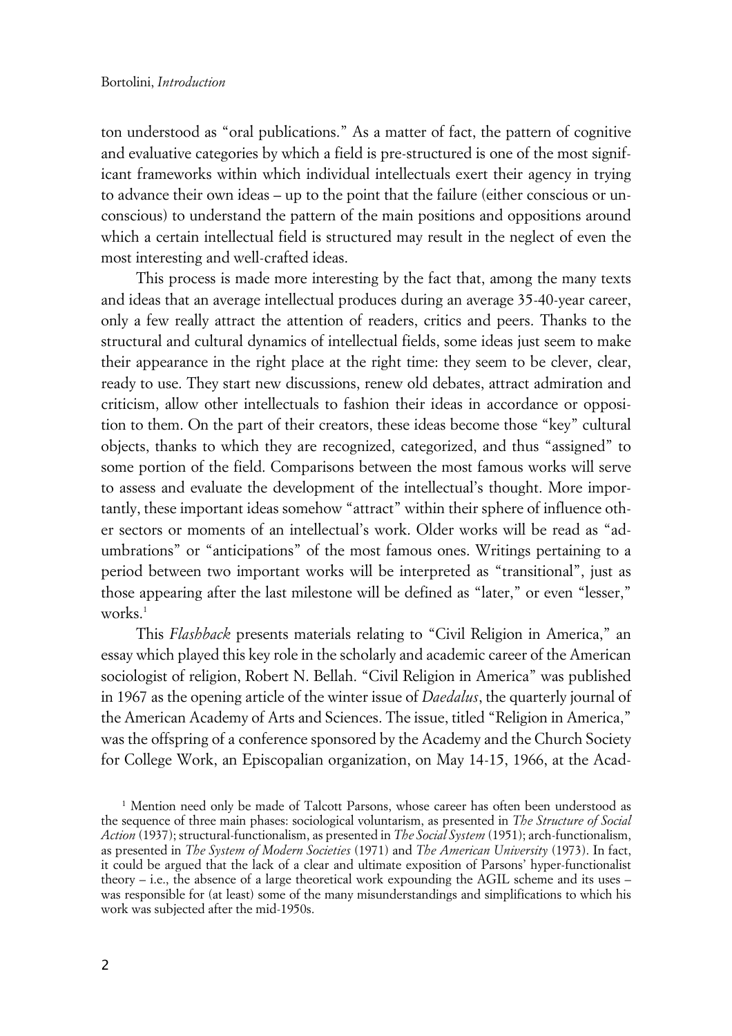ton understood as "oral publications." As a matter of fact, the pattern of cognitive and evaluative categories by which a field is pre-structured is one of the most significant frameworks within which individual intellectuals exert their agency in trying to advance their own ideas – up to the point that the failure (either conscious or unconscious) to understand the pattern of the main positions and oppositions around which a certain intellectual field is structured may result in the neglect of even the most interesting and well-crafted ideas.

This process is made more interesting by the fact that, among the many texts and ideas that an average intellectual produces during an average 35-40-year career, only a few really attract the attention of readers, critics and peers. Thanks to the structural and cultural dynamics of intellectual fields, some ideas just seem to make their appearance in the right place at the right time: they seem to be clever, clear, ready to use. They start new discussions, renew old debates, attract admiration and criticism, allow other intellectuals to fashion their ideas in accordance or opposition to them. On the part of their creators, these ideas become those "key" cultural objects, thanks to which they are recognized, categorized, and thus "assigned" to some portion of the field. Comparisons between the most famous works will serve to assess and evaluate the development of the intellectual's thought. More importantly, these important ideas somehow "attract" within their sphere of influence other sectors or moments of an intellectual's work. Older works will be read as "adumbrations" or "anticipations" of the most famous ones. Writings pertaining to a period between two important works will be interpreted as "transitional", just as those appearing after the last milestone will be defined as "later," or even "lesser," works.[1]

This *Flashback* presents materials relating to "Civil Religion in America," an essay which played this key role in the scholarly and academic career of the American sociologist of religion, Robert N. Bellah. "Civil Religion in America" was published in 1967 as the opening article of the winter issue of *Daedalus*, the quarterly journal of the American Academy of Arts and Sciences. The issue, titled "Religion in America," was the offspring of a conference sponsored by the Academy and the Church Society for College Work, an Episcopalian organization, on May 14-15, 1966, at the Acad-

[1] Mention need only be made of Talcott Parsons, whose career has often been understood as the sequence of three main phases: sociological voluntarism, as presented in *The Structure of Social Action* (1937); structural-functionalism, as presented in *The Social System* (1951); arch-functionalism, as presented in *The System of Modern Societies* (1971) and *The American University* (1973). In fact, it could be argued that the lack of a clear and ultimate exposition of Parsons' hyper-functionalist theory – i.e., the absence of a large theoretical work expounding the AGIL scheme and its uses – was responsible for (at least) some of the many misunderstandings and simplifications to which his work was subjected after the mid-1950s.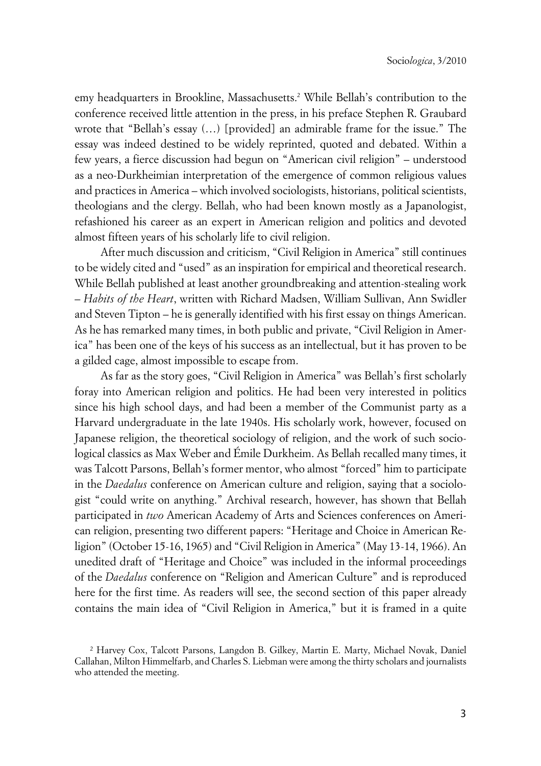emy headquarters in Brookline, Massachusetts.[2] While Bellah's contribution to the conference received little attention in the press, in his preface Stephen R. Graubard wrote that "Bellah's essay (…) [provided] an admirable frame for the issue." The essay was indeed destined to be widely reprinted, quoted and debated. Within a few years, a fierce discussion had begun on "American civil religion" – understood as a neo-Durkheimian interpretation of the emergence of common religious values and practices in America – which involved sociologists, historians, political scientists, theologians and the clergy. Bellah, who had been known mostly as a Japanologist, refashioned his career as an expert in American religion and politics and devoted almost fifteen years of his scholarly life to civil religion.

After much discussion and criticism, "Civil Religion in America" still continues to be widely cited and "used" as an inspiration for empirical and theoretical research. While Bellah published at least another groundbreaking and attention-stealing work – *Habits of the Heart*, written with Richard Madsen, William Sullivan, Ann Swidler and Steven Tipton – he is generally identified with his first essay on things American. As he has remarked many times, in both public and private, "Civil Religion in America" has been one of the keys of his success as an intellectual, but it has proven to be a gilded cage, almost impossible to escape from.

As far as the story goes, "Civil Religion in America" was Bellah's first scholarly foray into American religion and politics. He had been very interested in politics since his high school days, and had been a member of the Communist party as a Harvard undergraduate in the late 1940s. His scholarly work, however, focused on Japanese religion, the theoretical sociology of religion, and the work of such sociological classics as Max Weber and Émile Durkheim. As Bellah recalled many times, it was Talcott Parsons, Bellah's former mentor, who almost "forced" him to participate in the *Daedalus* conference on American culture and religion, saying that a sociologist "could write on anything." Archival research, however, has shown that Bellah participated in *two* American Academy of Arts and Sciences conferences on American religion, presenting two different papers: "Heritage and Choice in American Religion" (October 15-16, 1965) and "Civil Religion in America" (May 13-14, 1966). An unedited draft of "Heritage and Choice" was included in the informal proceedings of the *Daedalus* conference on "Religion and American Culture" and is reproduced here for the first time. As readers will see, the second section of this paper already contains the main idea of "Civil Religion in America," but it is framed in a quite

[2] Harvey Cox, Talcott Parsons, Langdon B. Gilkey, Martin E. Marty, Michael Novak, Daniel Callahan, Milton Himmelfarb, and Charles S. Liebman were among the thirty scholars and journalists who attended the meeting.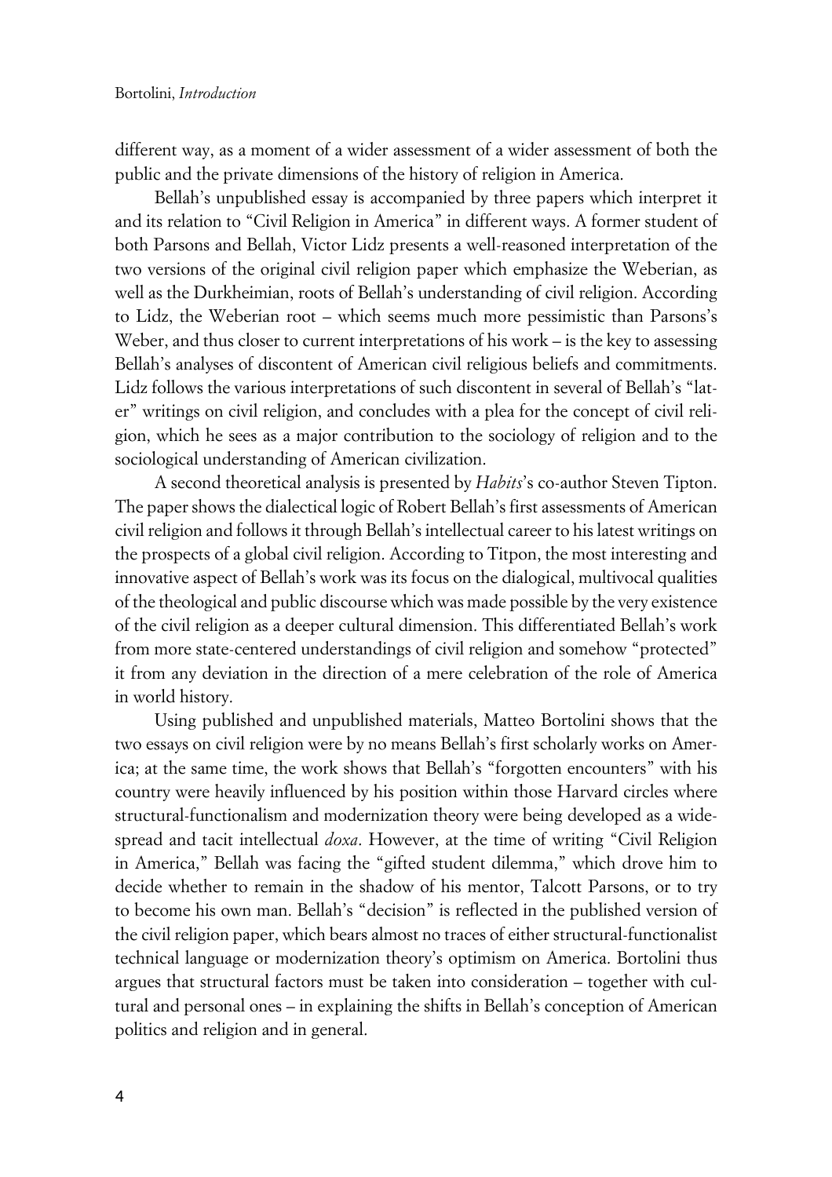different way, as a moment of a wider assessment of a wider assessment of both the public and the private dimensions of the history of religion in America.

Bellah's unpublished essay is accompanied by three papers which interpret it and its relation to "Civil Religion in America" in different ways. A former student of both Parsons and Bellah, Victor Lidz presents a well-reasoned interpretation of the two versions of the original civil religion paper which emphasize the Weberian, as well as the Durkheimian, roots of Bellah's understanding of civil religion. According to Lidz, the Weberian root – which seems much more pessimistic than Parsons's Weber, and thus closer to current interpretations of his work – is the key to assessing Bellah's analyses of discontent of American civil religious beliefs and commitments. Lidz follows the various interpretations of such discontent in several of Bellah's "later" writings on civil religion, and concludes with a plea for the concept of civil religion, which he sees as a major contribution to the sociology of religion and to the sociological understanding of American civilization.

A second theoretical analysis is presented by *Habits*'s co-author Steven Tipton. The paper shows the dialectical logic of Robert Bellah's first assessments of American civil religion and follows it through Bellah's intellectual career to his latest writings on the prospects of a global civil religion. According to Titpon, the most interesting and innovative aspect of Bellah's work was its focus on the dialogical, multivocal qualities of the theological and public discourse which was made possible by the very existence of the civil religion as a deeper cultural dimension. This differentiated Bellah's work from more state-centered understandings of civil religion and somehow "protected" it from any deviation in the direction of a mere celebration of the role of America in world history.

Using published and unpublished materials, Matteo Bortolini shows that the two essays on civil religion were by no means Bellah's first scholarly works on America; at the same time, the work shows that Bellah's "forgotten encounters" with his country were heavily influenced by his position within those Harvard circles where structural-functionalism and modernization theory were being developed as a widespread and tacit intellectual *doxa*. However, at the time of writing "Civil Religion in America," Bellah was facing the "gifted student dilemma," which drove him to decide whether to remain in the shadow of his mentor, Talcott Parsons, or to try to become his own man. Bellah's "decision" is reflected in the published version of the civil religion paper, which bears almost no traces of either structural-functionalist technical language or modernization theory's optimism on America. Bortolini thus argues that structural factors must be taken into consideration – together with cultural and personal ones – in explaining the shifts in Bellah's conception of American politics and religion and in general.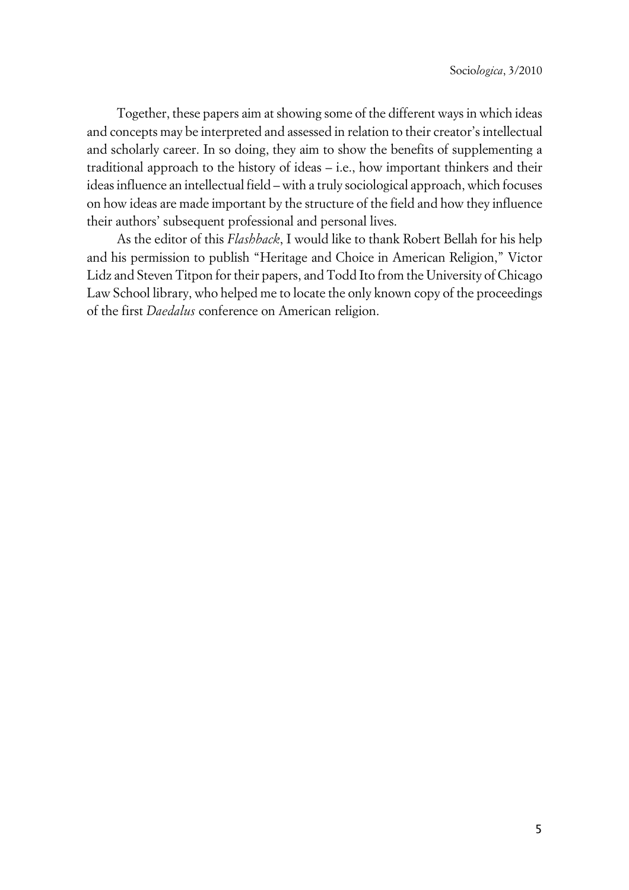Together, these papers aim at showing some of the different ways in which ideas and concepts may be interpreted and assessed in relation to their creator's intellectual and scholarly career. In so doing, they aim to show the benefits of supplementing a traditional approach to the history of ideas – i.e., how important thinkers and their ideas influence an intellectual field – with a truly sociological approach, which focuses on how ideas are made important by the structure of the field and how they influence their authors' subsequent professional and personal lives.

As the editor of this *Flashback*, I would like to thank Robert Bellah for his help and his permission to publish "Heritage and Choice in American Religion," Victor Lidz and Steven Titpon for their papers, and Todd Ito from the University of Chicago Law School library, who helped me to locate the only known copy of the proceedings of the first *Daedalus* conference on American religion.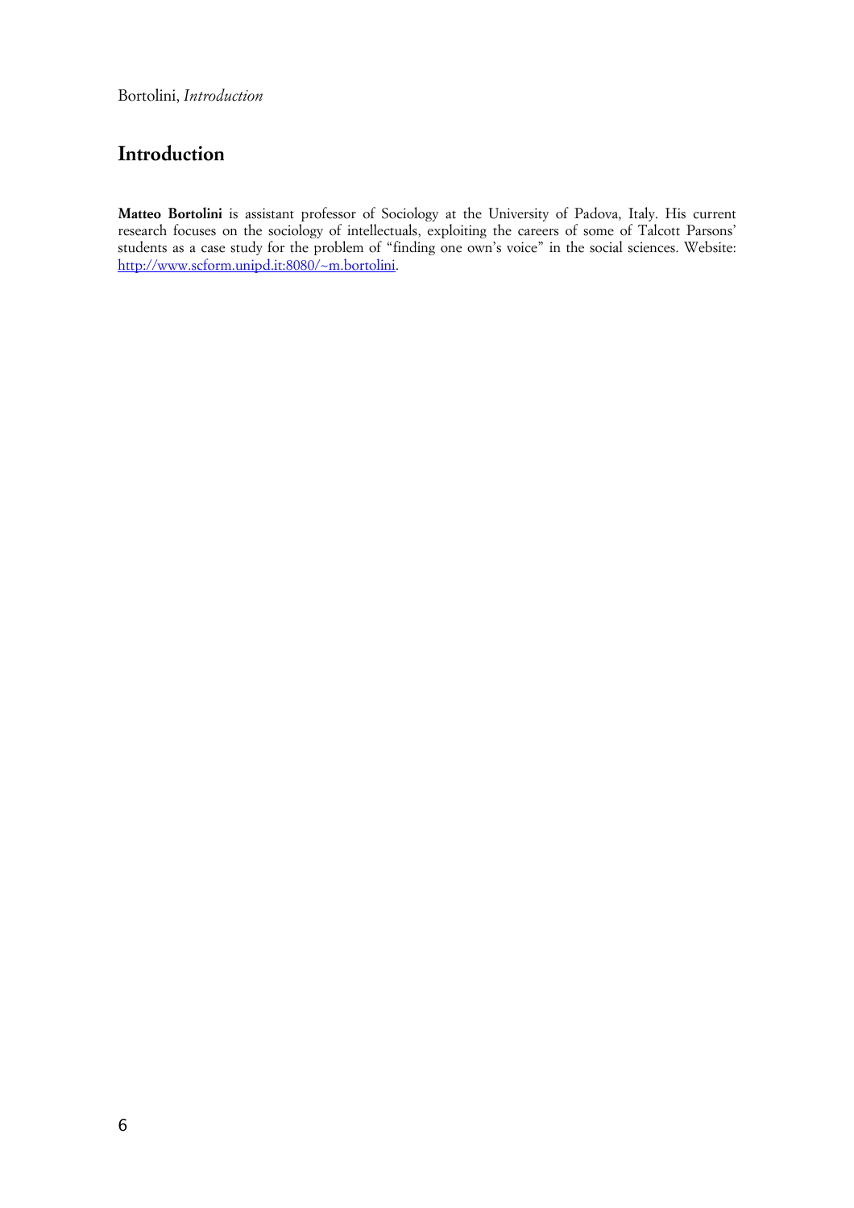## Introduction

**Matteo Bortolini** is assistant professor of Sociology at the University of Padova, Italy. His current research focuses on the sociology of intellectuals, exploiting the careers of some of Talcott Parsons' students as a case study for the problem of "finding one own's voice" in the social sciences. Website: [http://www.scform.unipd.it:8080/~m.bortolini](http://www.scform.unipd.it:8080/~m.bortolini).